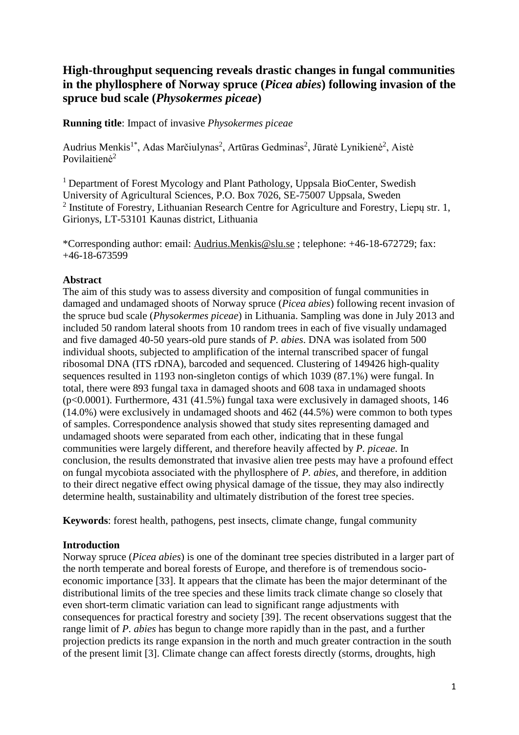# High-throughput sequencing reveals drastic changes in fungal communities in the phyllosphere of Norway spruce (*Picea abies*) following invasion of the spruce bud scale (*Physokermes piceae*)

**Running title**: Impact of invasive *Physokermes piceae*

Audrius Menkis[1*], Adas Marčiulynas[2], Artūras Gedminas[2], Jūratė Lynikienė[2], Aistė Povilaitienė[2]

[1] Department of Forest Mycology and Plant Pathology, Uppsala BioCenter, Swedish University of Agricultural Sciences, P.O. Box 7026, SE-75007 Uppsala, Sweden
[2] Institute of Forestry, Lithuanian Research Centre for Agriculture and Forestry, Liepų str. 1, Girionys, LT-53101 Kaunas district, Lithuania

*Corresponding author: email: Audrius.Menkis@slu.se ; telephone: +46-18-672729; fax: +46-18-673599

## Abstract

The aim of this study was to assess diversity and composition of fungal communities in damaged and undamaged shoots of Norway spruce (*Picea abies*) following recent invasion of the spruce bud scale (*Physokermes piceae*) in Lithuania. Sampling was done in July 2013 and included 50 random lateral shoots from 10 random trees in each of five visually undamaged and five damaged 40-50 years-old pure stands of *P. abies*. DNA was isolated from 500 individual shoots, subjected to amplification of the internal transcribed spacer of fungal ribosomal DNA (ITS rDNA), barcoded and sequenced. Clustering of 149426 high-quality sequences resulted in 1193 non-singleton contigs of which 1039 (87.1%) were fungal. In total, there were 893 fungal taxa in damaged shoots and 608 taxa in undamaged shoots ($p<0.0001$). Furthermore, 431 (41.5%) fungal taxa were exclusively in damaged shoots, 146 (14.0%) were exclusively in undamaged shoots and 462 (44.5%) were common to both types of samples. Correspondence analysis showed that study sites representing damaged and undamaged shoots were separated from each other, indicating that in these fungal communities were largely different, and therefore heavily affected by *P. piceae*. In conclusion, the results demonstrated that invasive alien tree pests may have a profound effect on fungal mycobiota associated with the phyllosphere of *P. abies*, and therefore, in addition to their direct negative effect owing physical damage of the tissue, they may also indirectly determine health, sustainability and ultimately distribution of the forest tree species.

**Keywords**: forest health, pathogens, pest insects, climate change, fungal community

## Introduction

Norway spruce (*Picea abies*) is one of the dominant tree species distributed in a larger part of the north temperate and boreal forests of Europe, and therefore is of tremendous socio-economic importance [33]. It appears that the climate has been the major determinant of the distributional limits of the tree species and these limits track climate change so closely that even short-term climatic variation can lead to significant range adjustments with consequences for practical forestry and society [39]. The recent observations suggest that the range limit of *P. abies* has begun to change more rapidly than in the past, and a further projection predicts its range expansion in the north and much greater contraction in the south of the present limit [3]. Climate change can affect forests directly (storms, droughts, high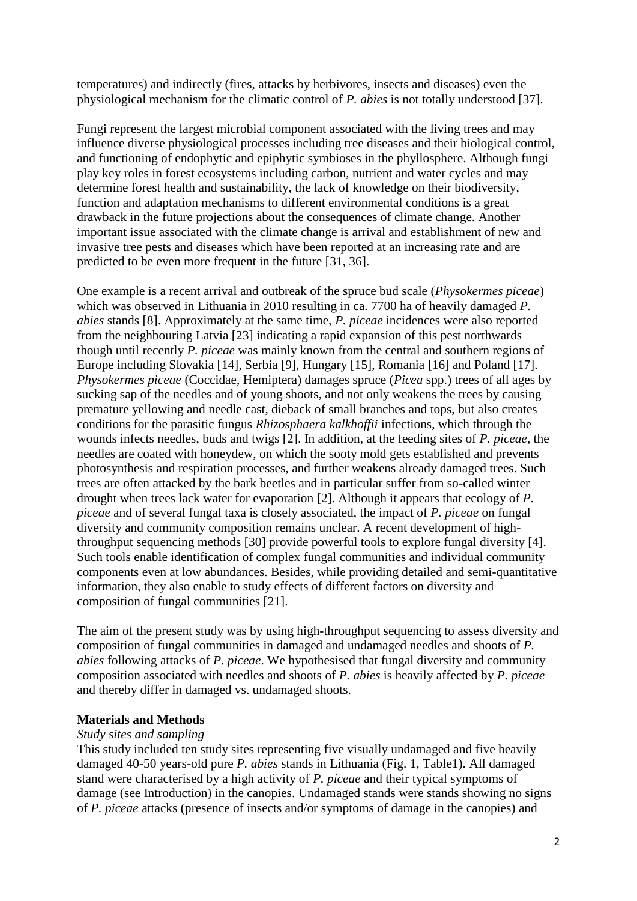temperatures) and indirectly (fires, attacks by herbivores, insects and diseases) even the physiological mechanism for the climatic control of *P. abies* is not totally understood [37].

Fungi represent the largest microbial component associated with the living trees and may influence diverse physiological processes including tree diseases and their biological control, and functioning of endophytic and epiphytic symbioses in the phyllosphere. Although fungi play key roles in forest ecosystems including carbon, nutrient and water cycles and may determine forest health and sustainability, the lack of knowledge on their biodiversity, function and adaptation mechanisms to different environmental conditions is a great drawback in the future projections about the consequences of climate change. Another important issue associated with the climate change is arrival and establishment of new and invasive tree pests and diseases which have been reported at an increasing rate and are predicted to be even more frequent in the future [31, 36].

One example is a recent arrival and outbreak of the spruce bud scale (*Physokermes piceae*) which was observed in Lithuania in 2010 resulting in ca. 7700 ha of heavily damaged *P. abies* stands [8]. Approximately at the same time, *P. piceae* incidences were also reported from the neighbouring Latvia [23] indicating a rapid expansion of this pest northwards though until recently *P. piceae* was mainly known from the central and southern regions of Europe including Slovakia [14], Serbia [9], Hungary [15], Romania [16] and Poland [17]. *Physokermes piceae* (Coccidae, Hemiptera) damages spruce (*Picea* spp.) trees of all ages by sucking sap of the needles and of young shoots, and not only weakens the trees by causing premature yellowing and needle cast, dieback of small branches and tops, but also creates conditions for the parasitic fungus *Rhizosphaera kalkhoffii* infections, which through the wounds infects needles, buds and twigs [2]. In addition, at the feeding sites of *P. piceae*, the needles are coated with honeydew, on which the sooty mold gets established and prevents photosynthesis and respiration processes, and further weakens already damaged trees. Such trees are often attacked by the bark beetles and in particular suffer from so-called winter drought when trees lack water for evaporation [2]. Although it appears that ecology of *P. piceae* and of several fungal taxa is closely associated, the impact of *P. piceae* on fungal diversity and community composition remains unclear. A recent development of high-throughput sequencing methods [30] provide powerful tools to explore fungal diversity [4]. Such tools enable identification of complex fungal communities and individual community components even at low abundances. Besides, while providing detailed and semi-quantitative information, they also enable to study effects of different factors on diversity and composition of fungal communities [21].

The aim of the present study was by using high-throughput sequencing to assess diversity and composition of fungal communities in damaged and undamaged needles and shoots of *P. abies* following attacks of *P. piceae*. We hypothesised that fungal diversity and community composition associated with needles and shoots of *P. abies* is heavily affected by *P. piceae* and thereby differ in damaged vs. undamaged shoots.

## Materials and Methods

### *Study sites and sampling*

This study included ten study sites representing five visually undamaged and five heavily damaged 40-50 years-old pure *P. abies* stands in Lithuania (Fig. 1, Table1). All damaged stand were characterised by a high activity of *P. piceae* and their typical symptoms of damage (see Introduction) in the canopies. Undamaged stands were stands showing no signs of *P. piceae* attacks (presence of insects and/or symptoms of damage in the canopies) and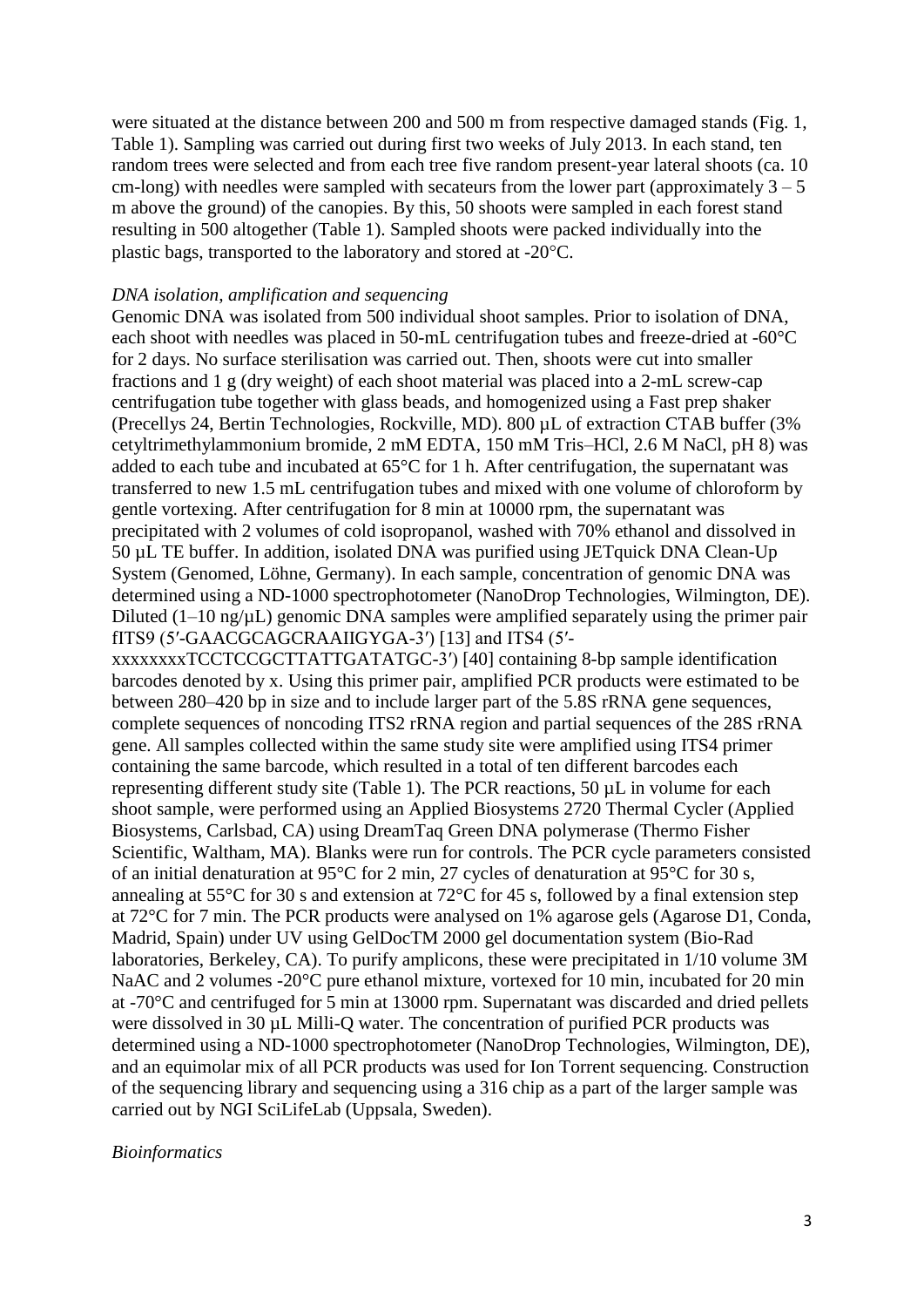were situated at the distance between 200 and 500 m from respective damaged stands (Fig. 1, Table 1). Sampling was carried out during first two weeks of July 2013. In each stand, ten random trees were selected and from each tree five random present-year lateral shoots (ca. 10 cm-long) with needles were sampled with secateurs from the lower part (approximately 3 – 5 m above the ground) of the canopies. By this, 50 shoots were sampled in each forest stand resulting in 500 altogether (Table 1). Sampled shoots were packed individually into the plastic bags, transported to the laboratory and stored at -20°C.

*DNA isolation, amplification and sequencing*

Genomic DNA was isolated from 500 individual shoot samples. Prior to isolation of DNA, each shoot with needles was placed in 50-mL centrifugation tubes and freeze-dried at -60°C for 2 days. No surface sterilisation was carried out. Then, shoots were cut into smaller fractions and 1 g (dry weight) of each shoot material was placed into a 2-mL screw-cap centrifugation tube together with glass beads, and homogenized using a Fast prep shaker (Precellys 24, Bertin Technologies, Rockville, MD). 800 µL of extraction CTAB buffer (3% cetyltrimethylammonium bromide, 2 mM EDTA, 150 mM Tris–HCl, 2.6 M NaCl, pH 8) was added to each tube and incubated at 65°C for 1 h. After centrifugation, the supernatant was transferred to new 1.5 mL centrifugation tubes and mixed with one volume of chloroform by gentle vortexing. After centrifugation for 8 min at 10000 rpm, the supernatant was precipitated with 2 volumes of cold isopropanol, washed with 70% ethanol and dissolved in 50 µL TE buffer. In addition, isolated DNA was purified using JETquick DNA Clean-Up System (Genomed, Löhne, Germany). In each sample, concentration of genomic DNA was determined using a ND-1000 spectrophotometer (NanoDrop Technologies, Wilmington, DE). Diluted (1–10 ng/µL) genomic DNA samples were amplified separately using the primer pair fITS9 (5′-GAACGCAGCRAAIIGYGA-3′) [13] and ITS4 (5′-xxxxxxxxTCCTCCGCTTATTGATATGC-3′) [40] containing 8-bp sample identification barcodes denoted by x. Using this primer pair, amplified PCR products were estimated to be between 280–420 bp in size and to include larger part of the 5.8S rRNA gene sequences, complete sequences of noncoding ITS2 rRNA region and partial sequences of the 28S rRNA gene. All samples collected within the same study site were amplified using ITS4 primer containing the same barcode, which resulted in a total of ten different barcodes each representing different study site (Table 1). The PCR reactions, 50 µL in volume for each shoot sample, were performed using an Applied Biosystems 2720 Thermal Cycler (Applied Biosystems, Carlsbad, CA) using DreamTaq Green DNA polymerase (Thermo Fisher Scientific, Waltham, MA). Blanks were run for controls. The PCR cycle parameters consisted of an initial denaturation at 95°C for 2 min, 27 cycles of denaturation at 95°C for 30 s, annealing at 55°C for 30 s and extension at 72°C for 45 s, followed by a final extension step at 72°C for 7 min. The PCR products were analysed on 1% agarose gels (Agarose D1, Conda, Madrid, Spain) under UV using GelDocTM 2000 gel documentation system (Bio-Rad laboratories, Berkeley, CA). To purify amplicons, these were precipitated in 1/10 volume 3M NaAC and 2 volumes -20°C pure ethanol mixture, vortexed for 10 min, incubated for 20 min at -70°C and centrifuged for 5 min at 13000 rpm. Supernatant was discarded and dried pellets were dissolved in 30 µL Milli-Q water. The concentration of purified PCR products was determined using a ND-1000 spectrophotometer (NanoDrop Technologies, Wilmington, DE), and an equimolar mix of all PCR products was used for Ion Torrent sequencing. Construction of the sequencing library and sequencing using a 316 chip as a part of the larger sample was carried out by NGI SciLifeLab (Uppsala, Sweden).

*Bioinformatics*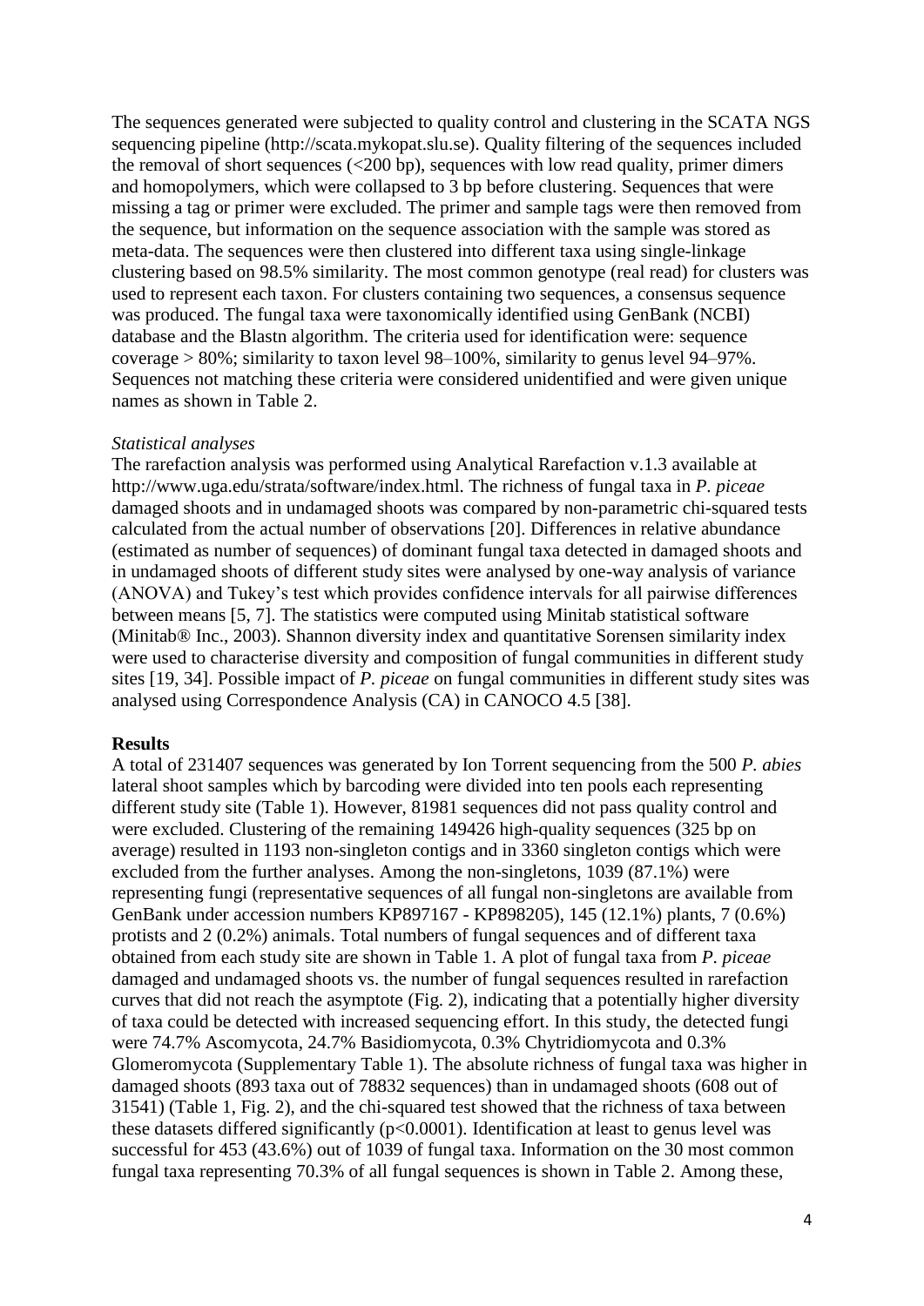The sequences generated were subjected to quality control and clustering in the SCATA NGS sequencing pipeline (http://scata.mykopat.slu.se). Quality filtering of the sequences included the removal of short sequences (<200 bp), sequences with low read quality, primer dimers and homopolymers, which were collapsed to 3 bp before clustering. Sequences that were missing a tag or primer were excluded. The primer and sample tags were then removed from the sequence, but information on the sequence association with the sample was stored as meta-data. The sequences were then clustered into different taxa using single-linkage clustering based on 98.5% similarity. The most common genotype (real read) for clusters was used to represent each taxon. For clusters containing two sequences, a consensus sequence was produced. The fungal taxa were taxonomically identified using GenBank (NCBI) database and the Blastn algorithm. The criteria used for identification were: sequence coverage > 80%; similarity to taxon level 98–100%, similarity to genus level 94–97%. Sequences not matching these criteria were considered unidentified and were given unique names as shown in Table 2.

*Statistical analyses*

The rarefaction analysis was performed using Analytical Rarefaction v.1.3 available at http://www.uga.edu/strata/software/index.html. The richness of fungal taxa in *P. piceae* damaged shoots and in undamaged shoots was compared by non-parametric chi-squared tests calculated from the actual number of observations [20]. Differences in relative abundance (estimated as number of sequences) of dominant fungal taxa detected in damaged shoots and in undamaged shoots of different study sites were analysed by one-way analysis of variance (ANOVA) and Tukey's test which provides confidence intervals for all pairwise differences between means [5, 7]. The statistics were computed using Minitab statistical software (Minitab® Inc., 2003). Shannon diversity index and quantitative Sorensen similarity index were used to characterise diversity and composition of fungal communities in different study sites [19, 34]. Possible impact of *P. piceae* on fungal communities in different study sites was analysed using Correspondence Analysis (CA) in CANOCO 4.5 [38].

## Results

A total of 231407 sequences was generated by Ion Torrent sequencing from the 500 *P. abies* lateral shoot samples which by barcoding were divided into ten pools each representing different study site (Table 1). However, 81981 sequences did not pass quality control and were excluded. Clustering of the remaining 149426 high-quality sequences (325 bp on average) resulted in 1193 non-singleton contigs and in 3360 singleton contigs which were excluded from the further analyses. Among the non-singletons, 1039 (87.1%) were representing fungi (representative sequences of all fungal non-singletons are available from GenBank under accession numbers KP897167 - KP898205), 145 (12.1%) plants, 7 (0.6%) protists and 2 (0.2%) animals. Total numbers of fungal sequences and of different taxa obtained from each study site are shown in Table 1. A plot of fungal taxa from *P. piceae* damaged and undamaged shoots vs. the number of fungal sequences resulted in rarefaction curves that did not reach the asymptote (Fig. 2), indicating that a potentially higher diversity of taxa could be detected with increased sequencing effort. In this study, the detected fungi were 74.7% Ascomycota, 24.7% Basidiomycota, 0.3% Chytridiomycota and 0.3% Glomeromycota (Supplementary Table 1). The absolute richness of fungal taxa was higher in damaged shoots (893 taxa out of 78832 sequences) than in undamaged shoots (608 out of 31541) (Table 1, Fig. 2), and the chi-squared test showed that the richness of taxa between these datasets differed significantly ($p<0.0001$). Identification at least to genus level was successful for 453 (43.6%) out of 1039 of fungal taxa. Information on the 30 most common fungal taxa representing 70.3% of all fungal sequences is shown in Table 2. Among these,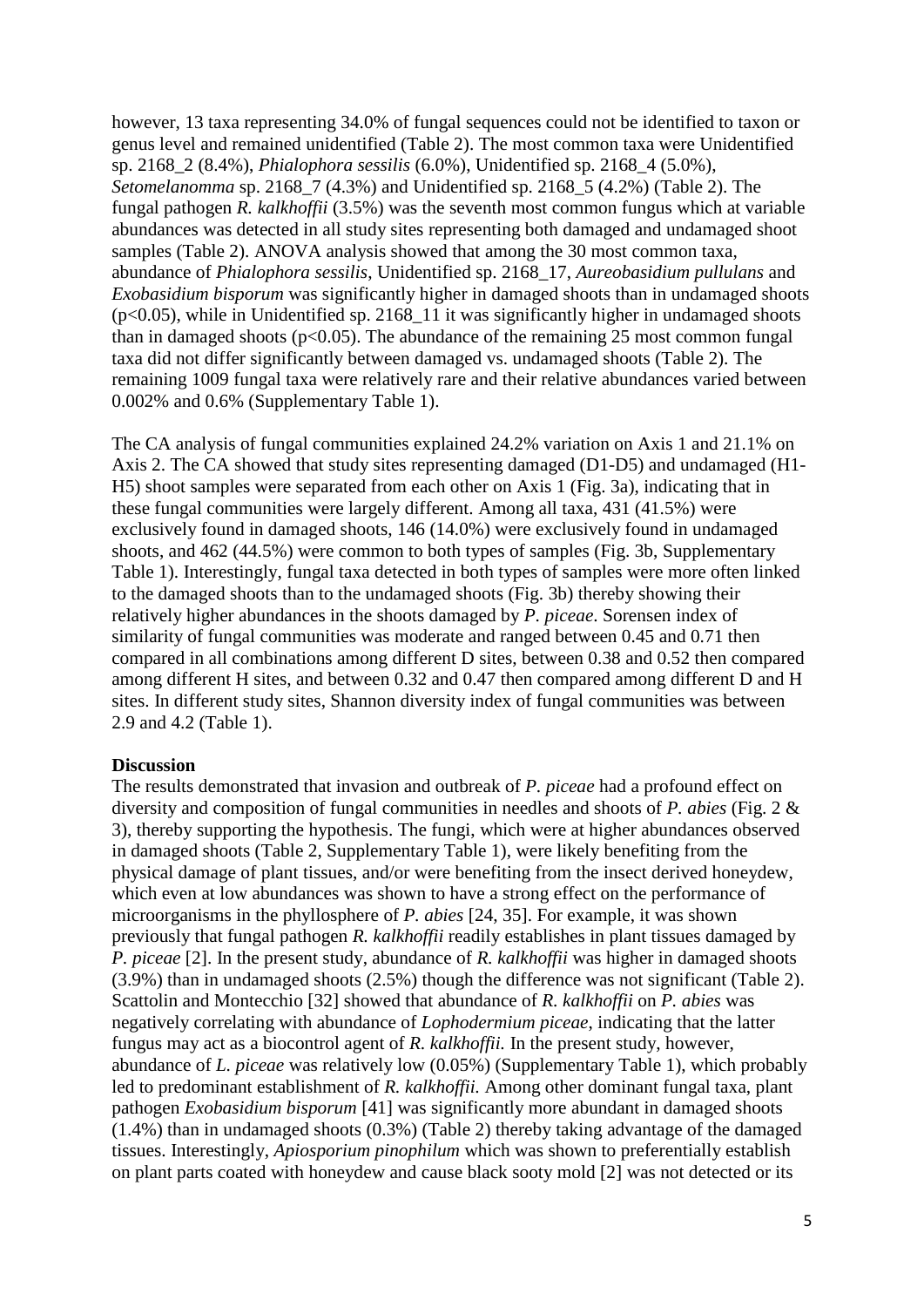however, 13 taxa representing 34.0% of fungal sequences could not be identified to taxon or genus level and remained unidentified (Table 2). The most common taxa were Unidentified sp. 2168_2 (8.4%), *Phialophora sessilis* (6.0%), Unidentified sp. 2168_4 (5.0%), *Setomelanomma* sp. 2168_7 (4.3%) and Unidentified sp. 2168_5 (4.2%) (Table 2). The fungal pathogen *R. kalkhoffii* (3.5%) was the seventh most common fungus which at variable abundances was detected in all study sites representing both damaged and undamaged shoot samples (Table 2). ANOVA analysis showed that among the 30 most common taxa, abundance of *Phialophora sessilis*, Unidentified sp. 2168_17, *Aureobasidium pullulans* and *Exobasidium bisporum* was significantly higher in damaged shoots than in undamaged shoots ($p<0.05$), while in Unidentified sp. 2168_11 it was significantly higher in undamaged shoots than in damaged shoots ($p<0.05$). The abundance of the remaining 25 most common fungal taxa did not differ significantly between damaged vs. undamaged shoots (Table 2). The remaining 1009 fungal taxa were relatively rare and their relative abundances varied between 0.002% and 0.6% (Supplementary Table 1).

The CA analysis of fungal communities explained 24.2% variation on Axis 1 and 21.1% on Axis 2. The CA showed that study sites representing damaged (D1-D5) and undamaged (H1-H5) shoot samples were separated from each other on Axis 1 (Fig. 3a), indicating that in these fungal communities were largely different. Among all taxa, 431 (41.5%) were exclusively found in damaged shoots, 146 (14.0%) were exclusively found in undamaged shoots, and 462 (44.5%) were common to both types of samples (Fig. 3b, Supplementary Table 1). Interestingly, fungal taxa detected in both types of samples were more often linked to the damaged shoots than to the undamaged shoots (Fig. 3b) thereby showing their relatively higher abundances in the shoots damaged by *P. piceae*. Sorensen index of similarity of fungal communities was moderate and ranged between 0.45 and 0.71 then compared in all combinations among different D sites, between 0.38 and 0.52 then compared among different H sites, and between 0.32 and 0.47 then compared among different D and H sites. In different study sites, Shannon diversity index of fungal communities was between 2.9 and 4.2 (Table 1).

**Discussion**

The results demonstrated that invasion and outbreak of *P. piceae* had a profound effect on diversity and composition of fungal communities in needles and shoots of *P. abies* (Fig. 2 & 3), thereby supporting the hypothesis. The fungi, which were at higher abundances observed in damaged shoots (Table 2, Supplementary Table 1), were likely benefiting from the physical damage of plant tissues, and/or were benefiting from the insect derived honeydew, which even at low abundances was shown to have a strong effect on the performance of microorganisms in the phyllosphere of *P. abies* [24, 35]. For example, it was shown previously that fungal pathogen *R. kalkhoffii* readily establishes in plant tissues damaged by *P. piceae* [2]. In the present study, abundance of *R. kalkhoffii* was higher in damaged shoots (3.9%) than in undamaged shoots (2.5%) though the difference was not significant (Table 2). Scattolin and Montecchio [32] showed that abundance of *R. kalkhoffii* on *P. abies* was negatively correlating with abundance of *Lophodermium piceae*, indicating that the latter fungus may act as a biocontrol agent of *R. kalkhoffii.* In the present study, however, abundance of *L. piceae* was relatively low (0.05%) (Supplementary Table 1), which probably led to predominant establishment of *R. kalkhoffii.* Among other dominant fungal taxa, plant pathogen *Exobasidium bisporum* [41] was significantly more abundant in damaged shoots (1.4%) than in undamaged shoots (0.3%) (Table 2) thereby taking advantage of the damaged tissues. Interestingly, *Apiosporium pinophilum* which was shown to preferentially establish on plant parts coated with honeydew and cause black sooty mold [2] was not detected or its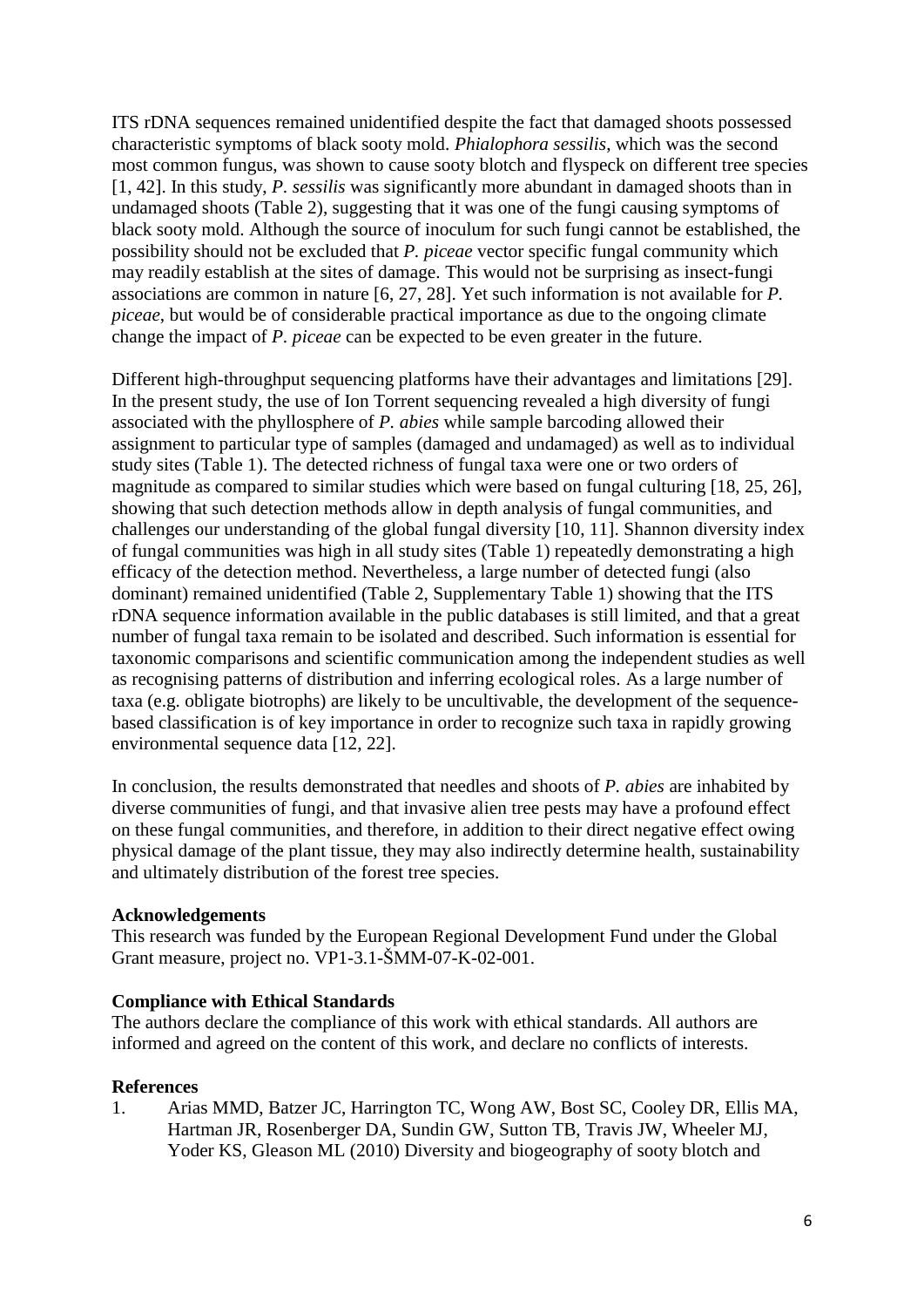ITS rDNA sequences remained unidentified despite the fact that damaged shoots possessed characteristic symptoms of black sooty mold. *Phialophora sessilis*, which was the second most common fungus, was shown to cause sooty blotch and flyspeck on different tree species [1, 42]. In this study, *P. sessilis* was significantly more abundant in damaged shoots than in undamaged shoots (Table 2), suggesting that it was one of the fungi causing symptoms of black sooty mold. Although the source of inoculum for such fungi cannot be established, the possibility should not be excluded that *P. piceae* vector specific fungal community which may readily establish at the sites of damage. This would not be surprising as insect-fungi associations are common in nature [6, 27, 28]. Yet such information is not available for *P. piceae*, but would be of considerable practical importance as due to the ongoing climate change the impact of *P. piceae* can be expected to be even greater in the future.

Different high-throughput sequencing platforms have their advantages and limitations [29]. In the present study, the use of Ion Torrent sequencing revealed a high diversity of fungi associated with the phyllosphere of *P. abies* while sample barcoding allowed their assignment to particular type of samples (damaged and undamaged) as well as to individual study sites (Table 1). The detected richness of fungal taxa were one or two orders of magnitude as compared to similar studies which were based on fungal culturing [18, 25, 26], showing that such detection methods allow in depth analysis of fungal communities, and challenges our understanding of the global fungal diversity [10, 11]. Shannon diversity index of fungal communities was high in all study sites (Table 1) repeatedly demonstrating a high efficacy of the detection method. Nevertheless, a large number of detected fungi (also dominant) remained unidentified (Table 2, Supplementary Table 1) showing that the ITS rDNA sequence information available in the public databases is still limited, and that a great number of fungal taxa remain to be isolated and described. Such information is essential for taxonomic comparisons and scientific communication among the independent studies as well as recognising patterns of distribution and inferring ecological roles. As a large number of taxa (e.g. obligate biotrophs) are likely to be uncultivable, the development of the sequence-based classification is of key importance in order to recognize such taxa in rapidly growing environmental sequence data [12, 22].

In conclusion, the results demonstrated that needles and shoots of *P. abies* are inhabited by diverse communities of fungi, and that invasive alien tree pests may have a profound effect on these fungal communities, and therefore, in addition to their direct negative effect owing physical damage of the plant tissue, they may also indirectly determine health, sustainability and ultimately distribution of the forest tree species.

**Acknowledgements**

This research was funded by the European Regional Development Fund under the Global Grant measure, project no. VP1-3.1-ŠMM-07-K-02-001.

**Compliance with Ethical Standards**

The authors declare the compliance of this work with ethical standards. All authors are informed and agreed on the content of this work, and declare no conflicts of interests.

**References**

1. Arias MMD, Batzer JC, Harrington TC, Wong AW, Bost SC, Cooley DR, Ellis MA, Hartman JR, Rosenberger DA, Sundin GW, Sutton TB, Travis JW, Wheeler MJ, Yoder KS, Gleason ML (2010) Diversity and biogeography of sooty blotch and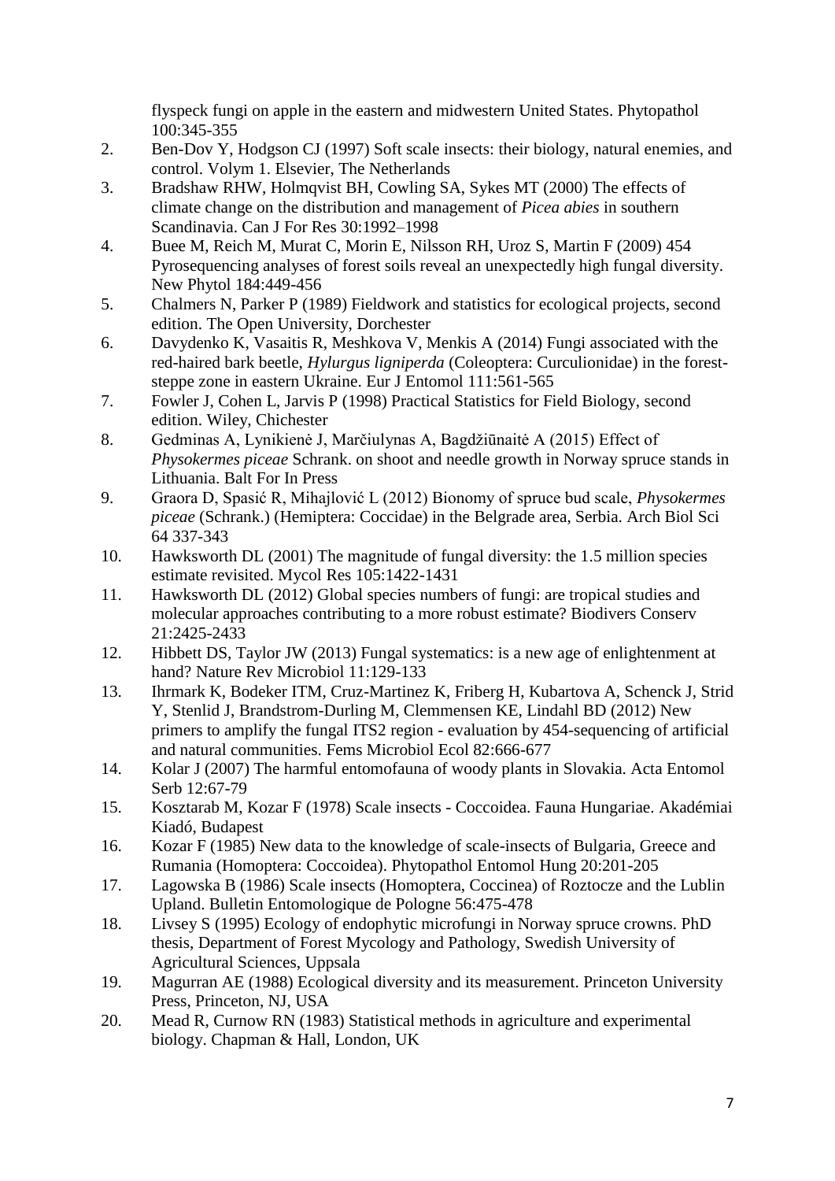flyspeck fungi on apple in the eastern and midwestern United States. Phytopathol 100:345-355

2. Ben-Dov Y, Hodgson CJ (1997) Soft scale insects: their biology, natural enemies, and control. Volym 1. Elsevier, The Netherlands
3. Bradshaw RHW, Holmqvist BH, Cowling SA, Sykes MT (2000) The effects of climate change on the distribution and management of *Picea abies* in southern Scandinavia. Can J For Res 30:1992–1998
4. Buee M, Reich M, Murat C, Morin E, Nilsson RH, Uroz S, Martin F (2009) 454 Pyrosequencing analyses of forest soils reveal an unexpectedly high fungal diversity. New Phytol 184:449-456
5. Chalmers N, Parker P (1989) Fieldwork and statistics for ecological projects, second edition. The Open University, Dorchester
6. Davydenko K, Vasaitis R, Meshkova V, Menkis A (2014) Fungi associated with the red-haired bark beetle, *Hylurgus ligniperda* (Coleoptera: Curculionidae) in the forest-steppe zone in eastern Ukraine. Eur J Entomol 111:561-565
7. Fowler J, Cohen L, Jarvis P (1998) Practical Statistics for Field Biology, second edition. Wiley, Chichester
8. Gedminas A, Lynikienė J, Marčiulynas A, Bagdžiūnaitė A (2015) Effect of *Physokermes piceae* Schrank. on shoot and needle growth in Norway spruce stands in Lithuania. Balt For In Press
9. Graora D, Spasić R, Mihajlović L (2012) Bionomy of spruce bud scale, *Physokermes piceae* (Schrank.) (Hemiptera: Coccidae) in the Belgrade area, Serbia. Arch Biol Sci 64 337-343
10. Hawksworth DL (2001) The magnitude of fungal diversity: the 1.5 million species estimate revisited. Mycol Res 105:1422-1431
11. Hawksworth DL (2012) Global species numbers of fungi: are tropical studies and molecular approaches contributing to a more robust estimate? Biodivers Conserv 21:2425-2433
12. Hibbett DS, Taylor JW (2013) Fungal systematics: is a new age of enlightenment at hand? Nature Rev Microbiol 11:129-133
13. Ihrmark K, Bodeker ITM, Cruz-Martinez K, Friberg H, Kubartova A, Schenck J, Strid Y, Stenlid J, Brandstrom-Durling M, Clemmensen KE, Lindahl BD (2012) New primers to amplify the fungal ITS2 region - evaluation by 454-sequencing of artificial and natural communities. Fems Microbiol Ecol 82:666-677
14. Kolar J (2007) The harmful entomofauna of woody plants in Slovakia. Acta Entomol Serb 12:67-79
15. Kosztarab M, Kozar F (1978) Scale insects - Coccoidea. Fauna Hungariae. Akadémiai Kiadó, Budapest
16. Kozar F (1985) New data to the knowledge of scale-insects of Bulgaria, Greece and Rumania (Homoptera: Coccoidea). Phytopathol Entomol Hung 20:201-205
17. Lagowska B (1986) Scale insects (Homoptera, Coccinea) of Roztocze and the Lublin Upland. Bulletin Entomologique de Pologne 56:475-478
18. Livsey S (1995) Ecology of endophytic microfungi in Norway spruce crowns. PhD thesis, Department of Forest Mycology and Pathology, Swedish University of Agricultural Sciences, Uppsala
19. Magurran AE (1988) Ecological diversity and its measurement. Princeton University Press, Princeton, NJ, USA
20. Mead R, Curnow RN (1983) Statistical methods in agriculture and experimental biology. Chapman & Hall, London, UK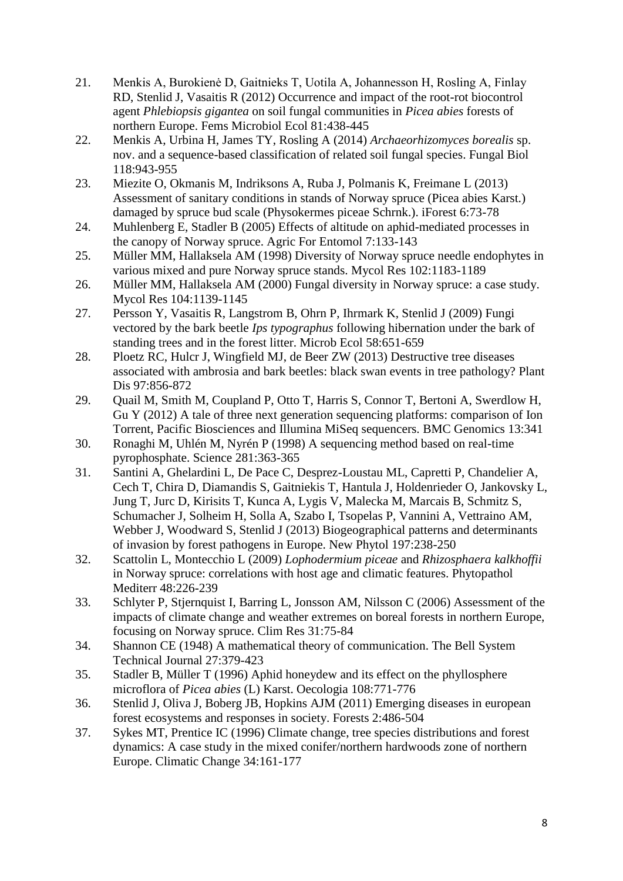21. Menkis A, Burokienė D, Gaitnieks T, Uotila A, Johannesson H, Rosling A, Finlay RD, Stenlid J, Vasaitis R (2012) Occurrence and impact of the root-rot biocontrol agent *Phlebiopsis gigantea* on soil fungal communities in *Picea abies* forests of northern Europe. Fems Microbiol Ecol 81:438-445
22. Menkis A, Urbina H, James TY, Rosling A (2014) *Archaeorhizomyces borealis* sp. nov. and a sequence-based classification of related soil fungal species. Fungal Biol 118:943-955
23. Miezite O, Okmanis M, Indriksons A, Ruba J, Polmanis K, Freimane L (2013) Assessment of sanitary conditions in stands of Norway spruce (Picea abies Karst.) damaged by spruce bud scale (Physokermes piceae Schrnk.). iForest 6:73-78
24. Muhlenberg E, Stadler B (2005) Effects of altitude on aphid-mediated processes in the canopy of Norway spruce. Agric For Entomol 7:133-143
25. Müller MM, Hallaksela AM (1998) Diversity of Norway spruce needle endophytes in various mixed and pure Norway spruce stands. Mycol Res 102:1183-1189
26. Müller MM, Hallaksela AM (2000) Fungal diversity in Norway spruce: a case study. Mycol Res 104:1139-1145
27. Persson Y, Vasaitis R, Langstrom B, Ohrn P, Ihrmark K, Stenlid J (2009) Fungi vectored by the bark beetle *Ips typographus* following hibernation under the bark of standing trees and in the forest litter. Microb Ecol 58:651-659
28. Ploetz RC, Hulcr J, Wingfield MJ, de Beer ZW (2013) Destructive tree diseases associated with ambrosia and bark beetles: black swan events in tree pathology? Plant Dis 97:856-872
29. Quail M, Smith M, Coupland P, Otto T, Harris S, Connor T, Bertoni A, Swerdlow H, Gu Y (2012) A tale of three next generation sequencing platforms: comparison of Ion Torrent, Pacific Biosciences and Illumina MiSeq sequencers. BMC Genomics 13:341
30. Ronaghi M, Uhlén M, Nyrén P (1998) A sequencing method based on real-time pyrophosphate. Science 281:363-365
31. Santini A, Ghelardini L, De Pace C, Desprez-Loustau ML, Capretti P, Chandelier A, Cech T, Chira D, Diamandis S, Gaitniekis T, Hantula J, Holdenrieder O, Jankovsky L, Jung T, Jurc D, Kirisits T, Kunca A, Lygis V, Malecka M, Marcais B, Schmitz S, Schumacher J, Solheim H, Solla A, Szabo I, Tsopelas P, Vannini A, Vettraino AM, Webber J, Woodward S, Stenlid J (2013) Biogeographical patterns and determinants of invasion by forest pathogens in Europe. New Phytol 197:238-250
32. Scattolin L, Montecchio L (2009) *Lophodermium piceae* and *Rhizosphaera kalkhoffii* in Norway spruce: correlations with host age and climatic features. Phytopathol Mediterr 48:226-239
33. Schlyter P, Stjernquist I, Barring L, Jonsson AM, Nilsson C (2006) Assessment of the impacts of climate change and weather extremes on boreal forests in northern Europe, focusing on Norway spruce. Clim Res 31:75-84
34. Shannon CE (1948) A mathematical theory of communication. The Bell System Technical Journal 27:379-423
35. Stadler B, Müller T (1996) Aphid honeydew and its effect on the phyllosphere microflora of *Picea abies* (L) Karst. Oecologia 108:771-776
36. Stenlid J, Oliva J, Boberg JB, Hopkins AJM (2011) Emerging diseases in european forest ecosystems and responses in society. Forests 2:486-504
37. Sykes MT, Prentice IC (1996) Climate change, tree species distributions and forest dynamics: A case study in the mixed conifer/northern hardwoods zone of northern Europe. Climatic Change 34:161-177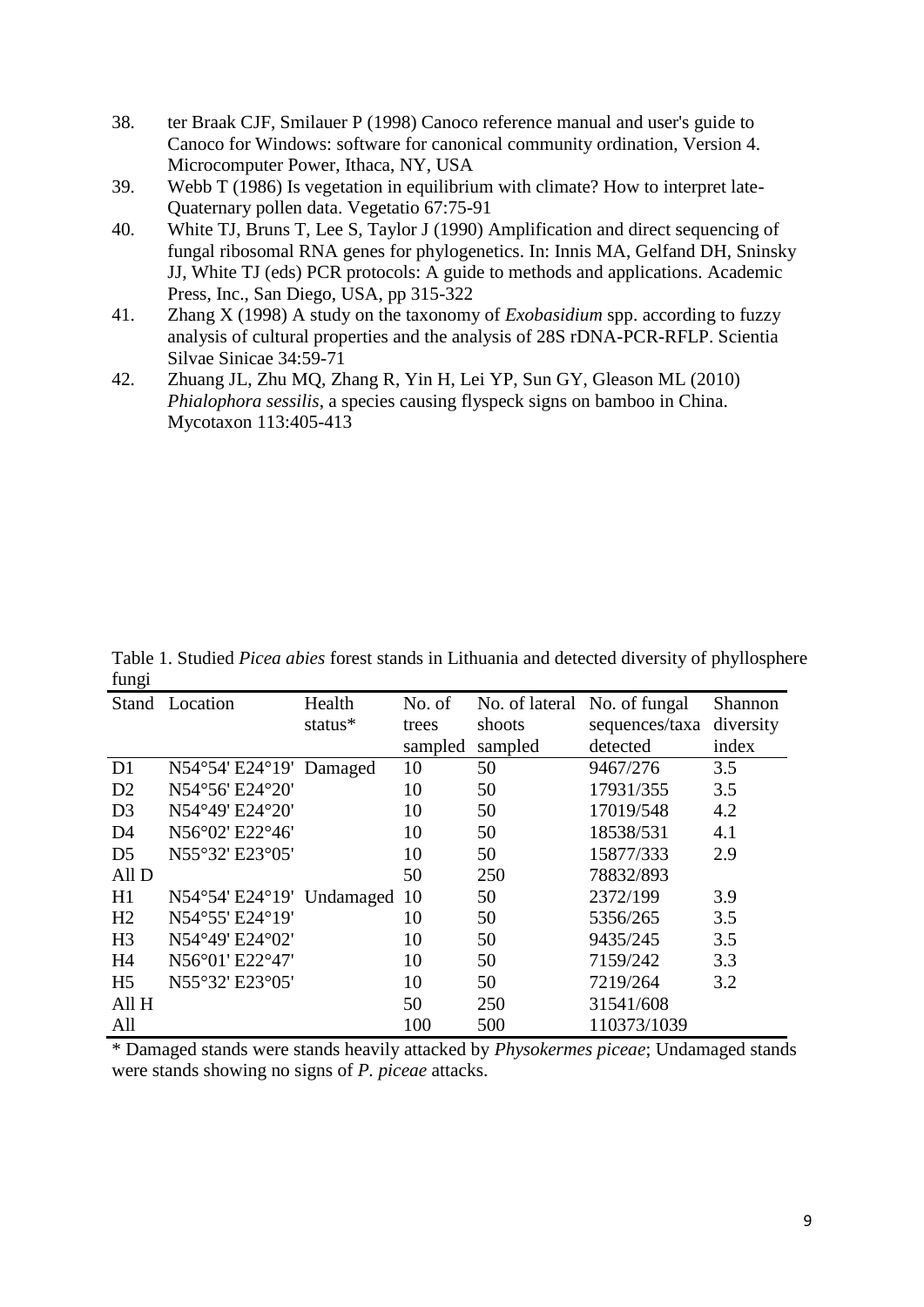38. ter Braak CJF, Smilauer P (1998) Canoco reference manual and user's guide to Canoco for Windows: software for canonical community ordination, Version 4. Microcomputer Power, Ithaca, NY, USA
39. Webb T (1986) Is vegetation in equilibrium with climate? How to interpret late-Quaternary pollen data. Vegetatio 67:75-91
40. White TJ, Bruns T, Lee S, Taylor J (1990) Amplification and direct sequencing of fungal ribosomal RNA genes for phylogenetics. In: Innis MA, Gelfand DH, Sninsky JJ, White TJ (eds) PCR protocols: A guide to methods and applications. Academic Press, Inc., San Diego, USA, pp 315-322
41. Zhang X (1998) A study on the taxonomy of *Exobasidium* spp. according to fuzzy analysis of cultural properties and the analysis of 28S rDNA-PCR-RFLP. Scientia Silvae Sinicae 34:59-71
42. Zhuang JL, Zhu MQ, Zhang R, Yin H, Lei YP, Sun GY, Gleason ML (2010) *Phialophora sessilis*, a species causing flyspeck signs on bamboo in China. Mycotaxon 113:405-413

Table 1. Studied *Picea abies* forest stands in Lithuania and detected diversity of phyllosphere fungi

| Stand | Location | Health status* | No. of trees sampled | No. of lateral shoots sampled | No. of fungal sequences/taxa detected | Shannon diversity index |
|---|---|---|---|---|---|---|
| D1 | N54°54' E24°19' | Damaged | 10 | 50 | 9467/276 | 3.5 |
| D2 | N54°56' E24°20' | | 10 | 50 | 17931/355 | 3.5 |
| D3 | N54°49' E24°20' | | 10 | 50 | 17019/548 | 4.2 |
| D4 | N56°02' E22°46' | | 10 | 50 | 18538/531 | 4.1 |
| D5 | N55°32' E23°05' | | 10 | 50 | 15877/333 | 2.9 |
| All D | | | 50 | 250 | 78832/893 | |
| H1 | N54°54' E24°19' | Undamaged | 10 | 50 | 2372/199 | 3.9 |
| H2 | N54°55' E24°19' | | 10 | 50 | 5356/265 | 3.5 |
| H3 | N54°49' E24°02' | | 10 | 50 | 9435/245 | 3.5 |
| H4 | N56°01' E22°47' | | 10 | 50 | 7159/242 | 3.3 |
| H5 | N55°32' E23°05' | | 10 | 50 | 7219/264 | 3.2 |
| All H | | | 50 | 250 | 31541/608 | |
| All | | | 100 | 500 | 110373/1039 | |

* Damaged stands were stands heavily attacked by *Physokermes piceae*; Undamaged stands were stands showing no signs of *P. piceae* attacks.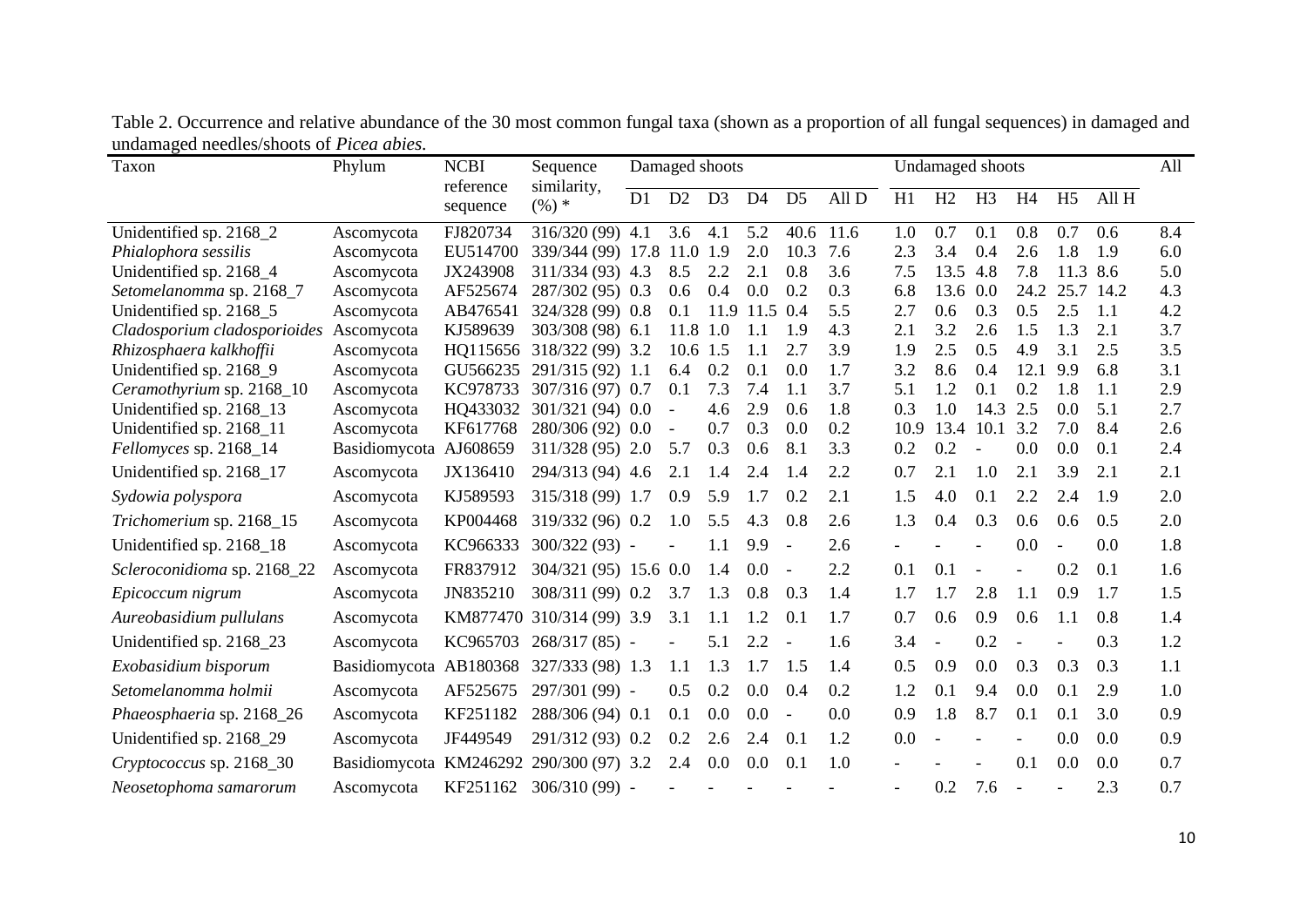Table 2. Occurrence and relative abundance of the 30 most common fungal taxa (shown as a proportion of all fungal sequences) in damaged and undamaged needles/shoots of *Picea abies*.

| Taxon | Phylum | NCBI reference sequence | Sequence similarity, (%) * | Damaged shoots | | | | | | Undamaged shoots | | | | | | All |
|---|---|---|---|---|---|---|---|---|---|---|---|---|---|---|---|---|
| | | | | D1 | D2 | D3 | D4 | D5 | All D | H1 | H2 | H3 | H4 | H5 | All H | |
| Unidentified sp. 2168_2 | Ascomycota | FJ820734 | 316/320 (99) | 4.1 | 3.6 | 4.1 | 5.2 | 40.6 | 11.6 | 1.0 | 0.7 | 0.1 | 0.8 | 0.7 | 0.6 | 8.4 |
| *Phialophora sessilis* | Ascomycota | EU514700 | 339/344 (99) | 17.8 | 11.0 | 1.9 | 2.0 | 10.3 | 7.6 | 2.3 | 3.4 | 0.4 | 2.6 | 1.8 | 1.9 | 6.0 |
| Unidentified sp. 2168_4 | Ascomycota | JX243908 | 311/334 (93) | 4.3 | 8.5 | 2.2 | 2.1 | 0.8 | 3.6 | 7.5 | 13.5 | 4.8 | 7.8 | 11.3 | 8.6 | 5.0 |
| *Setomelanomma* sp. 2168_7 | Ascomycota | AF525674 | 287/302 (95) | 0.3 | 0.6 | 0.4 | 0.0 | 0.2 | 0.3 | 6.8 | 13.6 | 0.0 | 24.2 | 25.7 | 14.2 | 4.3 |
| Unidentified sp. 2168_5 | Ascomycota | AB476541 | 324/328 (99) | 0.8 | 0.1 | 11.9 | 11.5 | 0.4 | 5.5 | 2.7 | 0.6 | 0.3 | 0.5 | 2.5 | 1.1 | 4.2 |
| *Cladosporium cladosporioides* | Ascomycota | KJ589639 | 303/308 (98) | 6.1 | 11.8 | 1.0 | 1.1 | 1.9 | 4.3 | 2.1 | 3.2 | 2.6 | 1.5 | 1.3 | 2.1 | 3.7 |
| *Rhizosphaera kalkhoffii* | Ascomycota | HQ115656 | 318/322 (99) | 3.2 | 10.6 | 1.5 | 1.1 | 2.7 | 3.9 | 1.9 | 2.5 | 0.5 | 4.9 | 3.1 | 2.5 | 3.5 |
| Unidentified sp. 2168_9 | Ascomycota | GU566235 | 291/315 (92) | 1.1 | 6.4 | 0.2 | 0.1 | 0.0 | 1.7 | 3.2 | 8.6 | 0.4 | 12.1 | 9.9 | 6.8 | 3.1 |
| *Ceramothyrium* sp. 2168_10 | Ascomycota | KC978733 | 307/316 (97) | 0.7 | 0.1 | 7.3 | 7.4 | 1.1 | 3.7 | 5.1 | 1.2 | 0.1 | 0.2 | 1.8 | 1.1 | 2.9 |
| Unidentified sp. 2168_13 | Ascomycota | HQ433032 | 301/321 (94) | 0.0 | - | 4.6 | 2.9 | 0.6 | 1.8 | 0.3 | 1.0 | 14.3 | 2.5 | 0.0 | 5.1 | 2.7 |
| Unidentified sp. 2168_11 | Ascomycota | KF617768 | 280/306 (92) | 0.0 | - | 0.7 | 0.3 | 0.0 | 0.2 | 10.9 | 13.4 | 10.1 | 3.2 | 7.0 | 8.4 | 2.6 |
| *Fellomyces* sp. 2168_14 | Basidiomycota | AJ608659 | 311/328 (95) | 2.0 | 5.7 | 0.3 | 0.6 | 8.1 | 3.3 | 0.2 | 0.2 | - | 0.0 | 0.0 | 0.1 | 2.4 |
| Unidentified sp. 2168_17 | Ascomycota | JX136410 | 294/313 (94) | 4.6 | 2.1 | 1.4 | 2.4 | 1.4 | 2.2 | 0.7 | 2.1 | 1.0 | 2.1 | 3.9 | 2.1 | 2.1 |
| *Sydowia polyspora* | Ascomycota | KJ589593 | 315/318 (99) | 1.7 | 0.9 | 5.9 | 1.7 | 0.2 | 2.1 | 1.5 | 4.0 | 0.1 | 2.2 | 2.4 | 1.9 | 2.0 |
| *Trichomerium* sp. 2168_15 | Ascomycota | KP004468 | 319/332 (96) | 0.2 | 1.0 | 5.5 | 4.3 | 0.8 | 2.6 | 1.3 | 0.4 | 0.3 | 0.6 | 0.6 | 0.5 | 2.0 |
| Unidentified sp. 2168_18 | Ascomycota | KC966333 | 300/322 (93) | - | - | 1.1 | 9.9 | - | 2.6 | - | - | - | 0.0 | - | 0.0 | 1.8 |
| *Scleroconidioma* sp. 2168_22 | Ascomycota | FR837912 | 304/321 (95) | 15.6 | 0.0 | 1.4 | 0.0 | - | 2.2 | 0.1 | 0.1 | - | - | 0.2 | 0.1 | 1.6 |
| *Epicoccum nigrum* | Ascomycota | JN835210 | 308/311 (99) | 0.2 | 3.7 | 1.3 | 0.8 | 0.3 | 1.4 | 1.7 | 1.7 | 2.8 | 1.1 | 0.9 | 1.7 | 1.5 |
| *Aureobasidium pullulans* | Ascomycota | KM877470 | 310/314 (99) | 3.9 | 3.1 | 1.1 | 1.2 | 0.1 | 1.7 | 0.7 | 0.6 | 0.9 | 0.6 | 1.1 | 0.8 | 1.4 |
| Unidentified sp. 2168_23 | Ascomycota | KC965703 | 268/317 (85) | - | - | 5.1 | 2.2 | - | 1.6 | 3.4 | - | 0.2 | - | - | 0.3 | 1.2 |
| *Exobasidium bisporum* | Basidiomycota | AB180368 | 327/333 (98) | 1.3 | 1.1 | 1.3 | 1.7 | 1.5 | 1.4 | 0.5 | 0.9 | 0.0 | 0.3 | 0.3 | 0.3 | 1.1 |
| *Setomelanomma holmii* | Ascomycota | AF525675 | 297/301 (99) | - | 0.5 | 0.2 | 0.0 | 0.4 | 0.2 | 1.2 | 0.1 | 9.4 | 0.0 | 0.1 | 2.9 | 1.0 |
| *Phaeosphaeria* sp. 2168_26 | Ascomycota | KF251182 | 288/306 (94) | 0.1 | 0.1 | 0.0 | 0.0 | - | 0.0 | 0.9 | 1.8 | 8.7 | 0.1 | 0.1 | 3.0 | 0.9 |
| Unidentified sp. 2168_29 | Ascomycota | JF449549 | 291/312 (93) | 0.2 | 0.2 | 2.6 | 2.4 | 0.1 | 1.2 | 0.0 | - | - | - | 0.0 | 0.0 | 0.9 |
| *Cryptococcus* sp. 2168_30 | Basidiomycota | KM246292 | 290/300 (97) | 3.2 | 2.4 | 0.0 | 0.0 | 0.1 | 1.0 | - | - | - | 0.1 | 0.0 | 0.0 | 0.7 |
| *Neosetophoma samarorum* | Ascomycota | KF251162 | 306/310 (99) | - | - | - | - | - | - | - | 0.2 | 7.6 | - | - | 2.3 | 0.7 |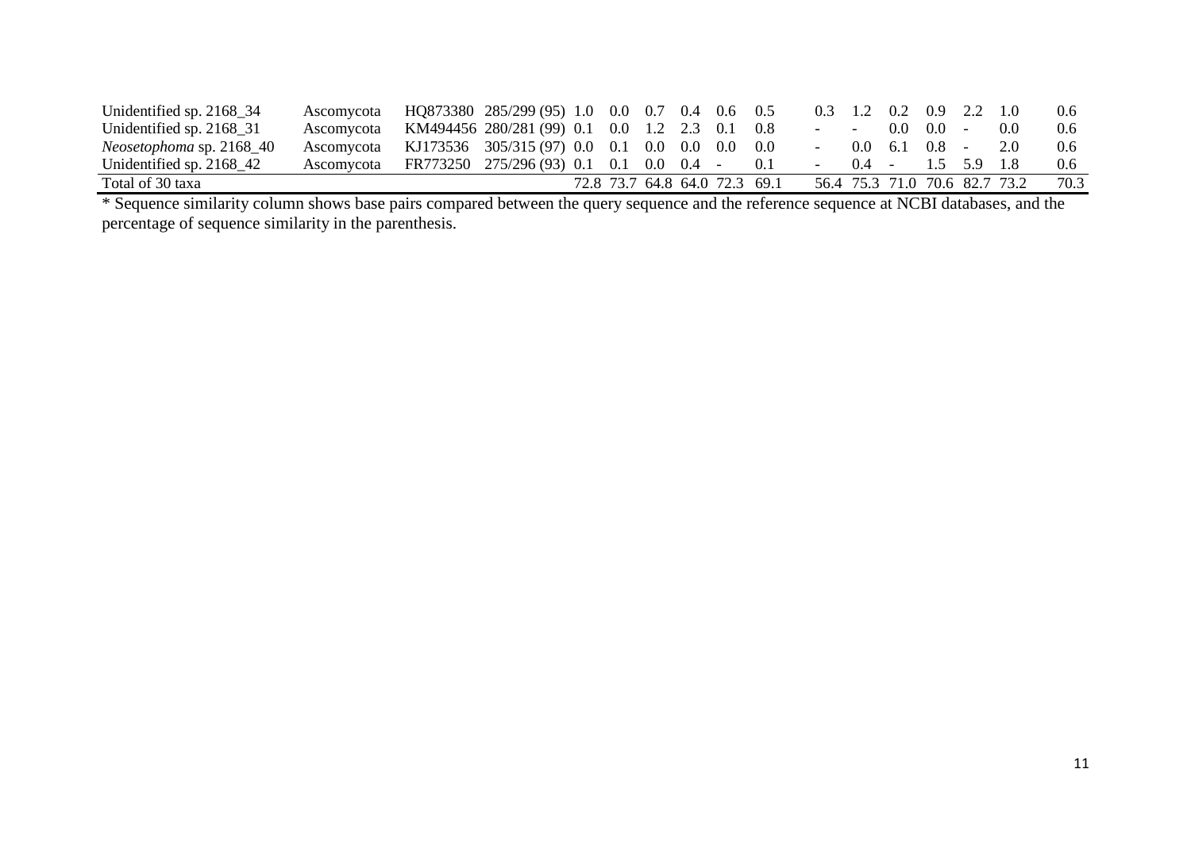| | | | | | | | | | | | | | | | | | |
|---|---|---|---|---|---|---|---|---|---|---|---|---|---|---|---|---|---|
| Unidentified sp. 2168_34 | Ascomycota | HQ873380 | 285/299 (95) | 1.0 | 0.0 | 0.7 | 0.4 | 0.6 | 0.5 | 0.3 | 1.2 | 0.2 | 0.9 | 2.2 | 1.0 | 0.6 |
| Unidentified sp. 2168_31 | Ascomycota | KM494456 | 280/281 (99) | 0.1 | 0.0 | 1.2 | 2.3 | 0.1 | 0.8 | - | - | 0.0 | 0.0 | - | 0.0 | 0.6 |
| *Neosetophoma* sp. 2168_40 | Ascomycota | KJ173536 | 305/315 (97) | 0.0 | 0.1 | 0.0 | 0.0 | 0.0 | 0.0 | - | 0.0 | 6.1 | 0.8 | - | 2.0 | 0.6 |
| Unidentified sp. 2168_42 | Ascomycota | FR773250 | 275/296 (93) | 0.1 | 0.1 | 0.0 | 0.4 | - | 0.1 | - | 0.4 | - | 1.5 | 5.9 | 1.8 | 0.6 |
| Total of 30 taxa | | | | 72.8 | 73.7 | 64.8 | 64.0 | 72.3 | 69.1 | 56.4 | 75.3 | 71.0 | 70.6 | 82.7 | 73.2 | 70.3 |

* Sequence similarity column shows base pairs compared between the query sequence and the reference sequence at NCBI databases, and the percentage of sequence similarity in the parenthesis.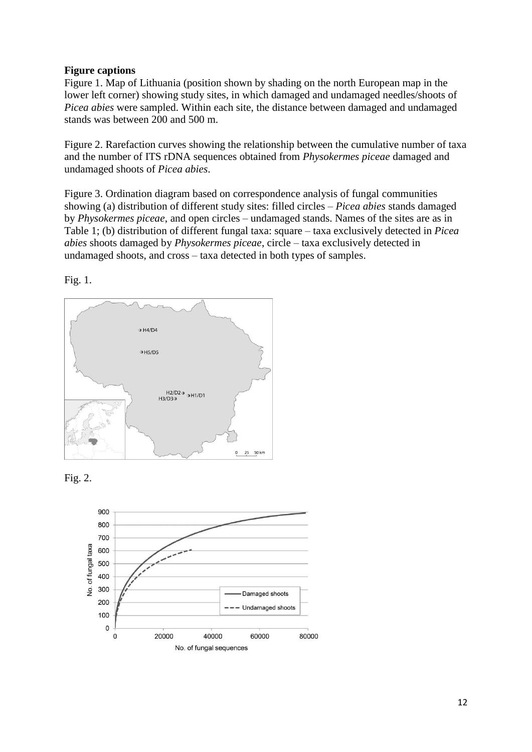**Figure captions**

Figure 1. Map of Lithuania (position shown by shading on the north European map in the lower left corner) showing study sites, in which damaged and undamaged needles/shoots of *Picea abies* were sampled. Within each site, the distance between damaged and undamaged stands was between 200 and 500 m.

Figure 2. Rarefaction curves showing the relationship between the cumulative number of taxa and the number of ITS rDNA sequences obtained from *Physokermes piceae* damaged and undamaged shoots of *Picea abies*.

Figure 3. Ordination diagram based on correspondence analysis of fungal communities showing (a) distribution of different study sites: filled circles – *Picea abies* stands damaged by *Physokermes piceae*, and open circles – undamaged stands. Names of the sites are as in Table 1; (b) distribution of different fungal taxa: square – taxa exclusively detected in *Picea abies* shoots damaged by *Physokermes piceae*, circle – taxa exclusively detected in undamaged shoots, and cross – taxa detected in both types of samples.

Fig. 1.

Fig. 2.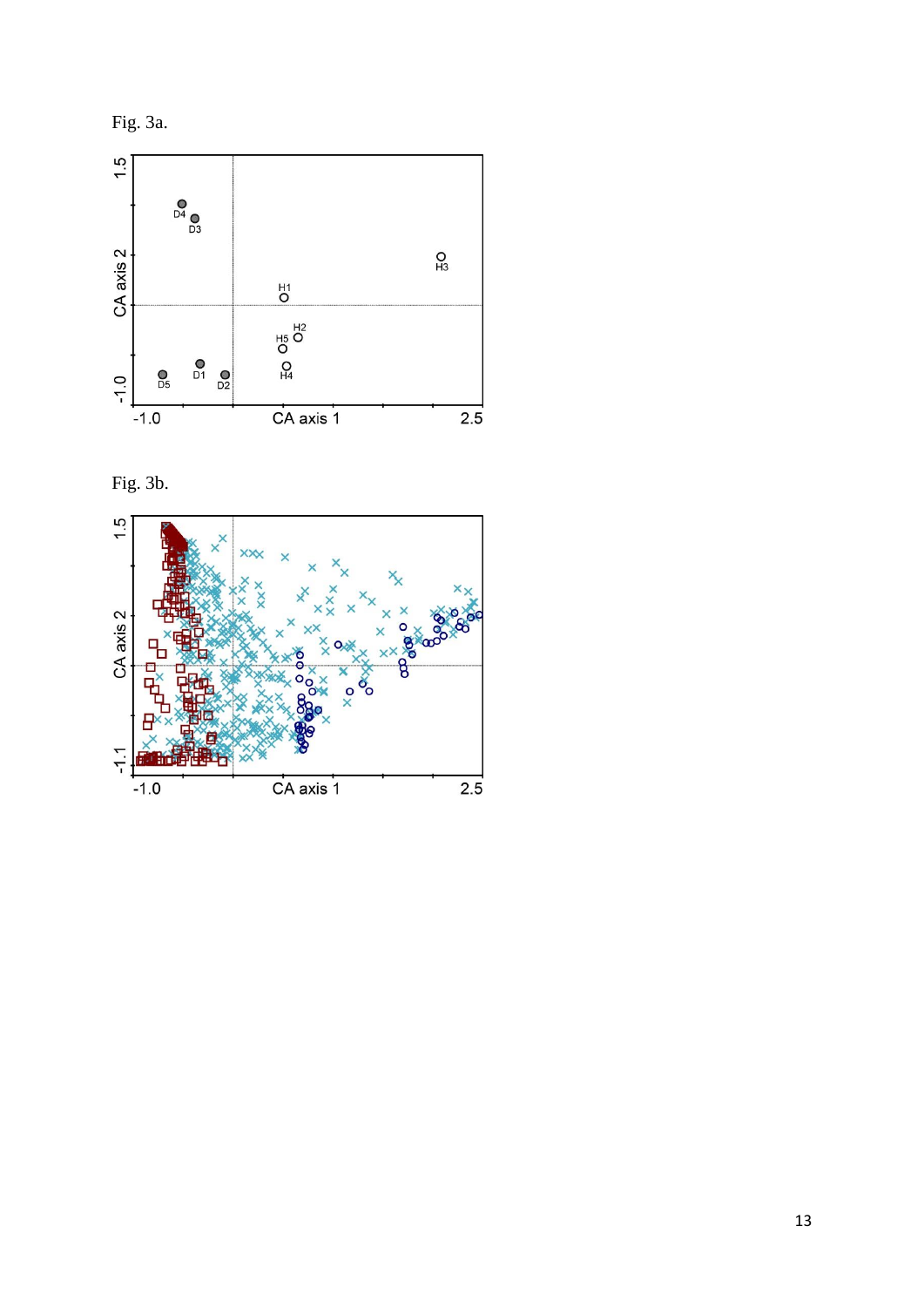Fig. 3a.

1.5
CA axis 2
-1.0
-1.0
CA axis 1
2.5
D4
D3
H3
H1
H2
H5
H4
D5
D1
D2

Fig. 3b.

1.5
CA axis 2
-1.1
-1.0
CA axis 1
2.5